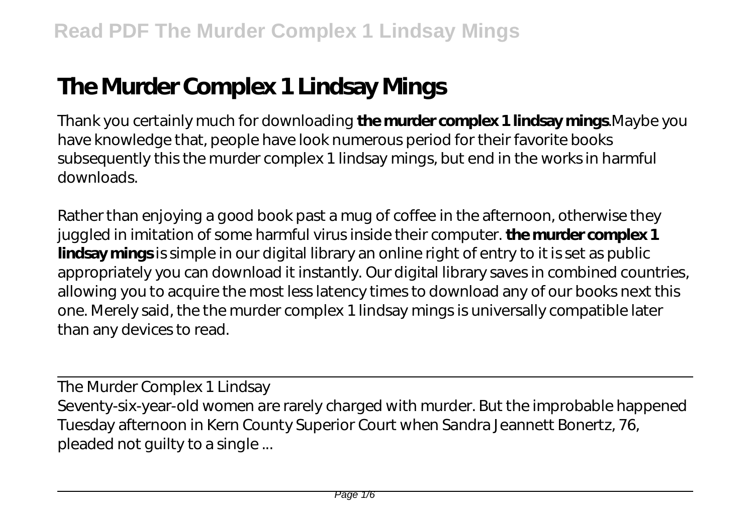# The Murder Complex 1 Lindsay Mings

Thank you certainly much for downloading **the murder complex 1 lindsay mings**.Maybe you have knowledge that, people have look numerous period for their favorite books subsequently this the murder complex 1 lindsay mings, but end in the works in harmful downloads.

Rather than enjoying a good book past a mug of coffee in the afternoon, otherwise they juggled in imitation of some harmful virus inside their computer. **the murder complex 1 lindsay mings** is simple in our digital library an online right of entry to it is set as public appropriately you can download it instantly. Our digital library saves in combined countries, allowing you to acquire the most less latency times to download any of our books next this one. Merely said, the the murder complex 1 lindsay mings is universally compatible later than any devices to read.

The Murder Complex 1 Lindsay

Seventy-six-year-old women are rarely charged with murder. But the improbable happened Tuesday afternoon in Kern County Superior Court when Sandra Jeannett Bonertz, 76, pleaded not guilty to a single ...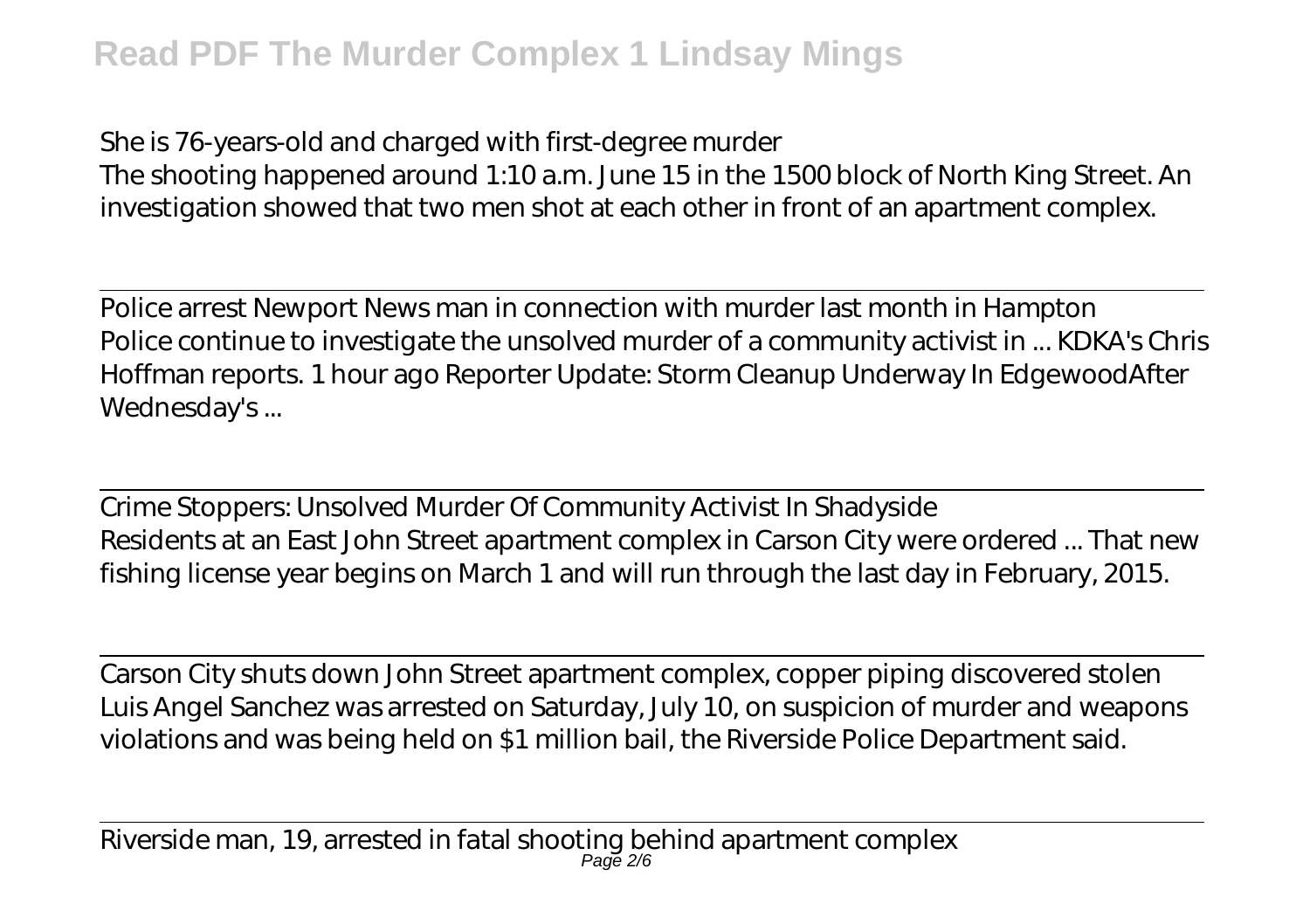She is 76-years-old and charged with first-degree murder
The shooting happened around 1:10 a.m. June 15 in the 1500 block of North King Street. An investigation showed that two men shot at each other in front of an apartment complex.

Police arrest Newport News man in connection with murder last month in Hampton
Police continue to investigate the unsolved murder of a community activist in ... KDKA's Chris Hoffman reports. 1 hour ago Reporter Update: Storm Cleanup Underway In EdgewoodAfter Wednesday's ...

Crime Stoppers: Unsolved Murder Of Community Activist In Shadyside
Residents at an East John Street apartment complex in Carson City were ordered ... That new fishing license year begins on March 1 and will run through the last day in February, 2015.

Carson City shuts down John Street apartment complex, copper piping discovered stolen
Luis Angel Sanchez was arrested on Saturday, July 10, on suspicion of murder and weapons violations and was being held on $1 million bail, the Riverside Police Department said.

Riverside man, 19, arrested in fatal shooting behind apartment complex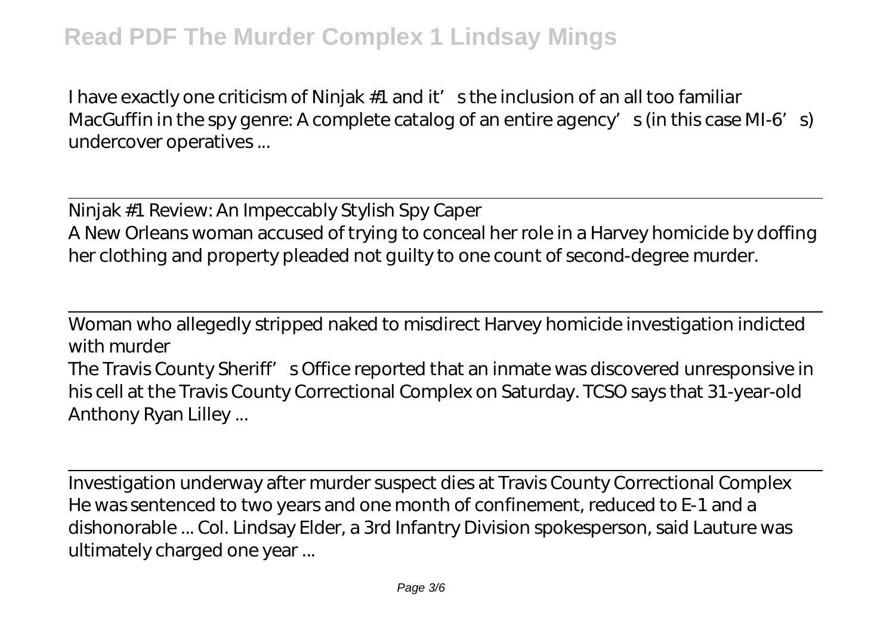I have exactly one criticism of Ninjak #1 and it's the inclusion of an all too familiar MacGuffin in the spy genre: A complete catalog of an entire agency's (in this case MI-6's) undercover operatives ...

Ninjak #1 Review: An Impeccably Stylish Spy Caper

A New Orleans woman accused of trying to conceal her role in a Harvey homicide by doffing her clothing and property pleaded not guilty to one count of second-degree murder.

Woman who allegedly stripped naked to misdirect Harvey homicide investigation indicted with murder

The Travis County Sheriff's Office reported that an inmate was discovered unresponsive in his cell at the Travis County Correctional Complex on Saturday. TCSO says that 31-year-old Anthony Ryan Lilley ...

Investigation underway after murder suspect dies at Travis County Correctional Complex

He was sentenced to two years and one month of confinement, reduced to E-1 and a dishonorable ... Col. Lindsay Elder, a 3rd Infantry Division spokesperson, said Lauture was ultimately charged one year ...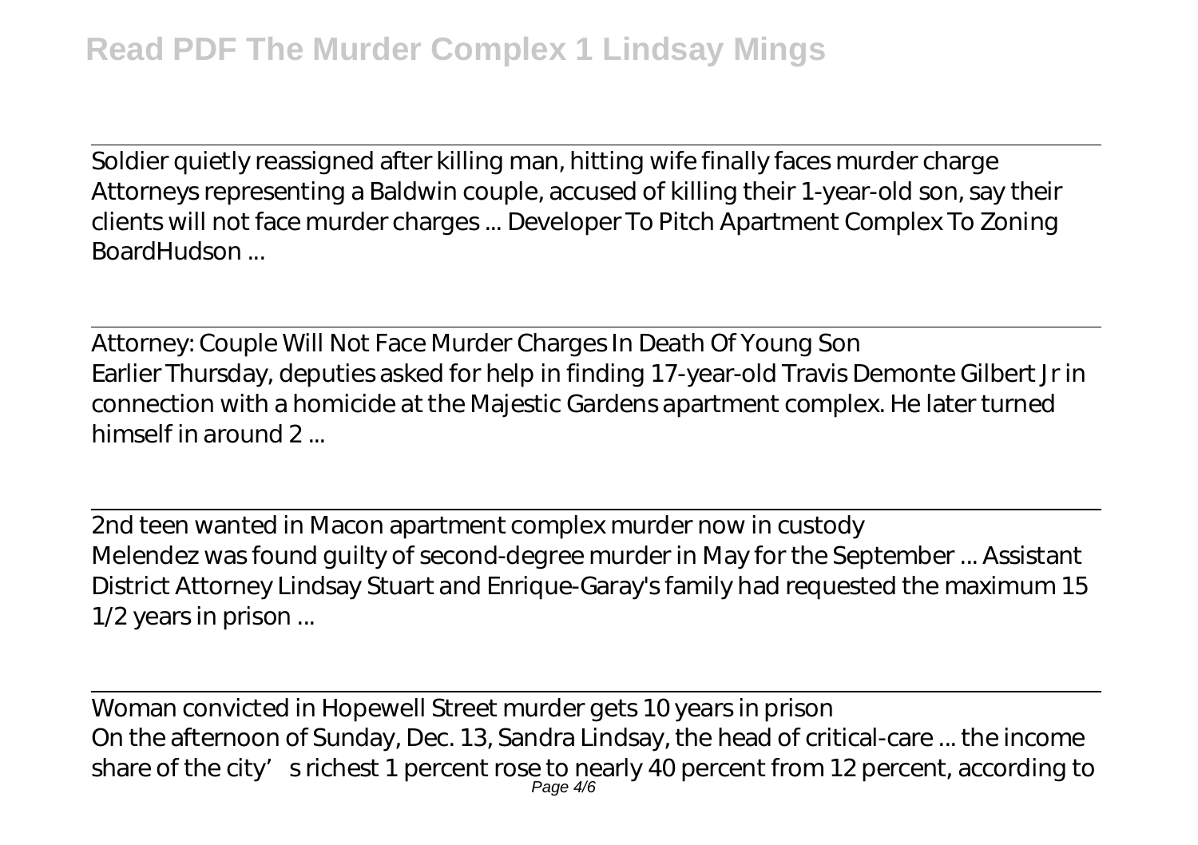Soldier quietly reassigned after killing man, hitting wife finally faces murder charge

Attorneys representing a Baldwin couple, accused of killing their 1-year-old son, say their clients will not face murder charges ... Developer To Pitch Apartment Complex To Zoning BoardHudson ...

Attorney: Couple Will Not Face Murder Charges In Death Of Young Son

Earlier Thursday, deputies asked for help in finding 17-year-old Travis Demonte Gilbert Jr in connection with a homicide at the Majestic Gardens apartment complex. He later turned himself in around 2 ...

2nd teen wanted in Macon apartment complex murder now in custody

Melendez was found guilty of second-degree murder in May for the September ... Assistant District Attorney Lindsay Stuart and Enrique-Garay's family had requested the maximum 15 1/2 years in prison ...

Woman convicted in Hopewell Street murder gets 10 years in prison

On the afternoon of Sunday, Dec. 13, Sandra Lindsay, the head of critical-care ... the income share of the city's richest 1 percent rose to nearly 40 percent from 12 percent, according to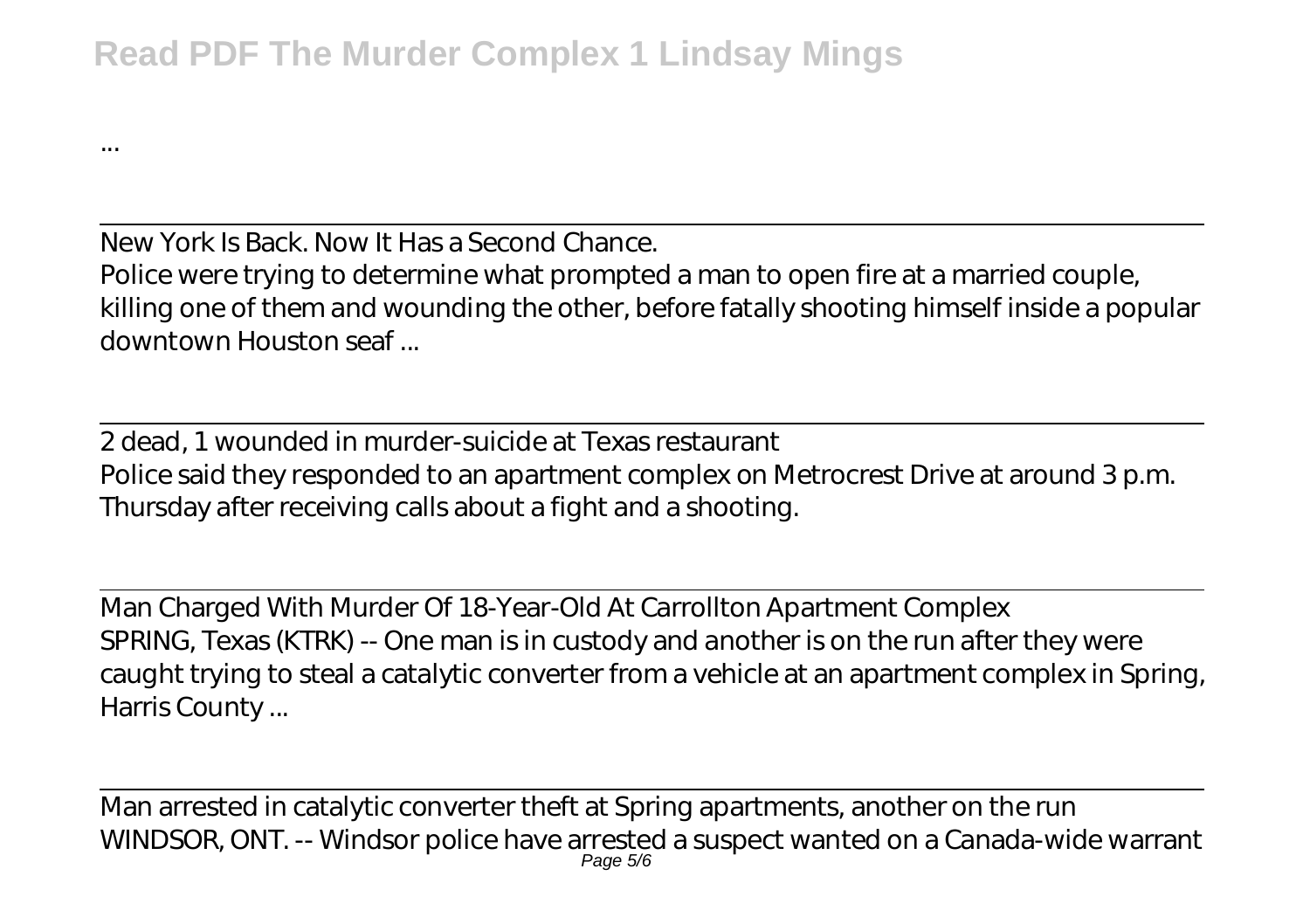...

New York Is Back. Now It Has a Second Chance.

Police were trying to determine what prompted a man to open fire at a married couple, killing one of them and wounding the other, before fatally shooting himself inside a popular downtown Houston seaf ...

2 dead, 1 wounded in murder-suicide at Texas restaurant

Police said they responded to an apartment complex on Metrocrest Drive at around 3 p.m. Thursday after receiving calls about a fight and a shooting.

Man Charged With Murder Of 18-Year-Old At Carrollton Apartment Complex

SPRING, Texas (KTRK) -- One man is in custody and another is on the run after they were caught trying to steal a catalytic converter from a vehicle at an apartment complex in Spring, Harris County ...

Man arrested in catalytic converter theft at Spring apartments, another on the run

WINDSOR, ONT. -- Windsor police have arrested a suspect wanted on a Canada-wide warrant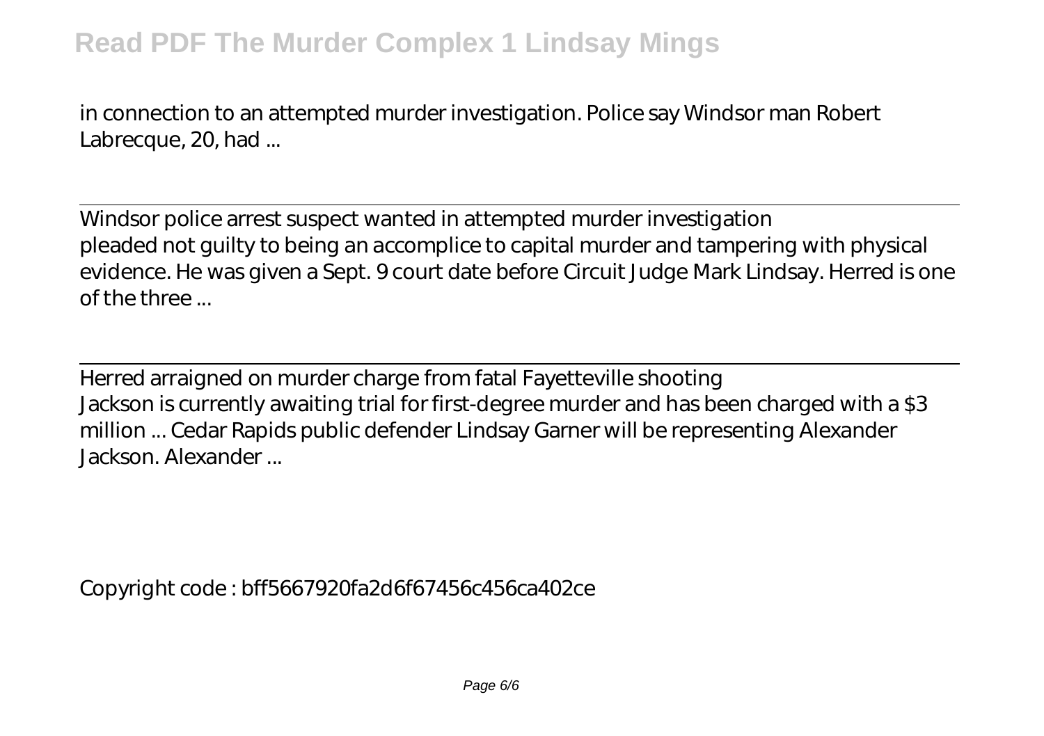in connection to an attempted murder investigation. Police say Windsor man Robert Labrecque, 20, had ...

---

Windsor police arrest suspect wanted in attempted murder investigation
pleaded not guilty to being an accomplice to capital murder and tampering with physical evidence. He was given a Sept. 9 court date before Circuit Judge Mark Lindsay. Herred is one of the three ...

---

Herred arraigned on murder charge from fatal Fayetteville shooting
Jackson is currently awaiting trial for first-degree murder and has been charged with a $3 million ... Cedar Rapids public defender Lindsay Garner will be representing Alexander Jackson. Alexander ...

Copyright code : bff5667920fa2d6f67456c456ca402ce